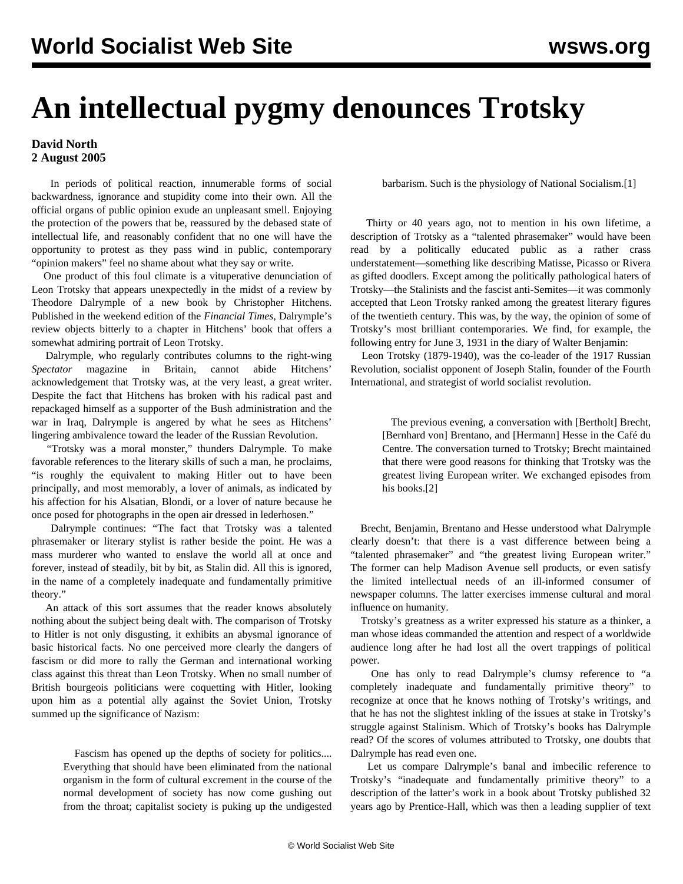# An intellectual pygmy denounces Trotsky

**David North**
**2 August 2005**

In periods of political reaction, innumerable forms of social backwardness, ignorance and stupidity come into their own. All the official organs of public opinion exude an unpleasant smell. Enjoying the protection of the powers that be, reassured by the debased state of intellectual life, and reasonably confident that no one will have the opportunity to protest as they pass wind in public, contemporary "opinion makers" feel no shame about what they say or write.

One product of this foul climate is a vituperative denunciation of Leon Trotsky that appears unexpectedly in the midst of a review by Theodore Dalrymple of a new book by Christopher Hitchens. Published in the weekend edition of the *Financial Times*, Dalrymple's review objects bitterly to a chapter in Hitchens' book that offers a somewhat admiring portrait of Leon Trotsky.

Dalrymple, who regularly contributes columns to the right-wing *Spectator* magazine in Britain, cannot abide Hitchens' acknowledgement that Trotsky was, at the very least, a great writer. Despite the fact that Hitchens has broken with his radical past and repackaged himself as a supporter of the Bush administration and the war in Iraq, Dalrymple is angered by what he sees as Hitchens' lingering ambivalence toward the leader of the Russian Revolution.

"Trotsky was a moral monster," thunders Dalrymple. To make favorable references to the literary skills of such a man, he proclaims, "is roughly the equivalent to making Hitler out to have been principally, and most memorably, a lover of animals, as indicated by his affection for his Alsatian, Blondi, or a lover of nature because he once posed for photographs in the open air dressed in lederhosen."

Dalrymple continues: "The fact that Trotsky was a talented phrasemaker or literary stylist is rather beside the point. He was a mass murderer who wanted to enslave the world all at once and forever, instead of steadily, bit by bit, as Stalin did. All this is ignored, in the name of a completely inadequate and fundamentally primitive theory."

An attack of this sort assumes that the reader knows absolutely nothing about the subject being dealt with. The comparison of Trotsky to Hitler is not only disgusting, it exhibits an abysmal ignorance of basic historical facts. No one perceived more clearly the dangers of fascism or did more to rally the German and international working class against this threat than Leon Trotsky. When no small number of British bourgeois politicians were coquetting with Hitler, looking upon him as a potential ally against the Soviet Union, Trotsky summed up the significance of Nazism:

> Fascism has opened up the depths of society for politics.... Everything that should have been eliminated from the national organism in the form of cultural excrement in the course of the normal development of society has now come gushing out from the throat; capitalist society is puking up the undigested barbarism. Such is the physiology of National Socialism.[1]

Thirty or 40 years ago, not to mention in his own lifetime, a description of Trotsky as a "talented phrasemaker" would have been read by a politically educated public as a rather crass understatement—something like describing Matisse, Picasso or Rivera as gifted doodlers. Except among the politically pathological haters of Trotsky—the Stalinists and the fascist anti-Semites—it was commonly accepted that Leon Trotsky ranked among the greatest literary figures of the twentieth century. This was, by the way, the opinion of some of Trotsky's most brilliant contemporaries. We find, for example, the following entry for June 3, 1931 in the diary of Walter Benjamin:

Leon Trotsky (1879-1940), was the co-leader of the 1917 Russian Revolution, socialist opponent of Joseph Stalin, founder of the Fourth International, and strategist of world socialist revolution.

> The previous evening, a conversation with [Bertholt] Brecht, [Bernhard von] Brentano, and [Hermann] Hesse in the Café du Centre. The conversation turned to Trotsky; Brecht maintained that there were good reasons for thinking that Trotsky was the greatest living European writer. We exchanged episodes from his books.[2]

Brecht, Benjamin, Brentano and Hesse understood what Dalrymple clearly doesn't: that there is a vast difference between being a "talented phrasemaker" and "the greatest living European writer." The former can help Madison Avenue sell products, or even satisfy the limited intellectual needs of an ill-informed consumer of newspaper columns. The latter exercises immense cultural and moral influence on humanity.

Trotsky's greatness as a writer expressed his stature as a thinker, a man whose ideas commanded the attention and respect of a worldwide audience long after he had lost all the overt trappings of political power.

One has only to read Dalrymple's clumsy reference to "a completely inadequate and fundamentally primitive theory" to recognize at once that he knows nothing of Trotsky's writings, and that he has not the slightest inkling of the issues at stake in Trotsky's struggle against Stalinism. Which of Trotsky's books has Dalrymple read? Of the scores of volumes attributed to Trotsky, one doubts that Dalrymple has read even one.

Let us compare Dalrymple's banal and imbecilic reference to Trotsky's "inadequate and fundamentally primitive theory" to a description of the latter's work in a book about Trotsky published 32 years ago by Prentice-Hall, which was then a leading supplier of text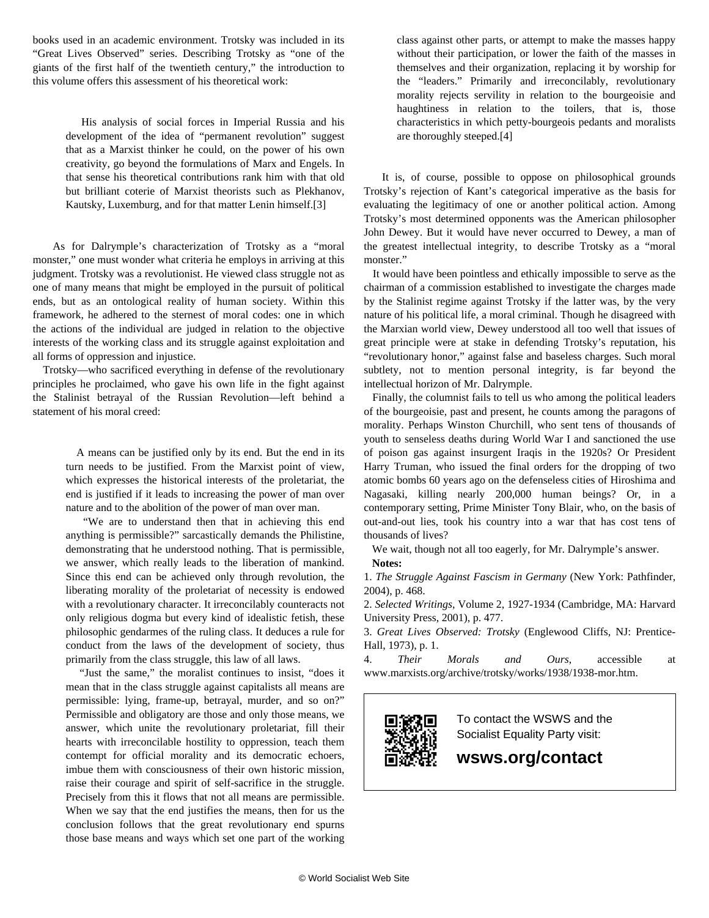books used in an academic environment. Trotsky was included in its "Great Lives Observed" series. Describing Trotsky as "one of the giants of the first half of the twentieth century," the introduction to this volume offers this assessment of his theoretical work:

> His analysis of social forces in Imperial Russia and his development of the idea of "permanent revolution" suggest that as a Marxist thinker he could, on the power of his own creativity, go beyond the formulations of Marx and Engels. In that sense his theoretical contributions rank him with that old but brilliant coterie of Marxist theorists such as Plekhanov, Kautsky, Luxemburg, and for that matter Lenin himself.[3]

As for Dalrymple's characterization of Trotsky as a "moral monster," one must wonder what criteria he employs in arriving at this judgment. Trotsky was a revolutionist. He viewed class struggle not as one of many means that might be employed in the pursuit of political ends, but as an ontological reality of human society. Within this framework, he adhered to the sternest of moral codes: one in which the actions of the individual are judged in relation to the objective interests of the working class and its struggle against exploitation and all forms of oppression and injustice.

Trotsky—who sacrificed everything in defense of the revolutionary principles he proclaimed, who gave his own life in the fight against the Stalinist betrayal of the Russian Revolution—left behind a statement of his moral creed:

> A means can be justified only by its end. But the end in its turn needs to be justified. From the Marxist point of view, which expresses the historical interests of the proletariat, the end is justified if it leads to increasing the power of man over nature and to the abolition of the power of man over man.
>
> "We are to understand then that in achieving this end anything is permissible?" sarcastically demands the Philistine, demonstrating that he understood nothing. That is permissible, we answer, which really leads to the liberation of mankind. Since this end can be achieved only through revolution, the liberating morality of the proletariat of necessity is endowed with a revolutionary character. It irreconcilably counteracts not only religious dogma but every kind of idealistic fetish, these philosophic gendarmes of the ruling class. It deduces a rule for conduct from the laws of the development of society, thus primarily from the class struggle, this law of all laws.
>
> "Just the same," the moralist continues to insist, "does it mean that in the class struggle against capitalists all means are permissible: lying, frame-up, betrayal, murder, and so on?" Permissible and obligatory are those and only those means, we answer, which unite the revolutionary proletariat, fill their hearts with irreconcilable hostility to oppression, teach them contempt for official morality and its democratic echoers, imbue them with consciousness of their own historic mission, raise their courage and spirit of self-sacrifice in the struggle. Precisely from this it flows that not all means are permissible. When we say that the end justifies the means, then for us the conclusion follows that the great revolutionary end spurns those base means and ways which set one part of the working class against other parts, or attempt to make the masses happy without their participation, or lower the faith of the masses in themselves and their organization, replacing it by worship for the "leaders." Primarily and irreconcilably, revolutionary morality rejects servility in relation to the bourgeoisie and haughtiness in relation to the toilers, that is, those characteristics in which petty-bourgeois pedants and moralists are thoroughly steeped.[4]

It is, of course, possible to oppose on philosophical grounds Trotsky's rejection of Kant's categorical imperative as the basis for evaluating the legitimacy of one or another political action. Among Trotsky's most determined opponents was the American philosopher John Dewey. But it would have never occurred to Dewey, a man of the greatest intellectual integrity, to describe Trotsky as a "moral monster."

It would have been pointless and ethically impossible to serve as the chairman of a commission established to investigate the charges made by the Stalinist regime against Trotsky if the latter was, by the very nature of his political life, a moral criminal. Though he disagreed with the Marxian world view, Dewey understood all too well that issues of great principle were at stake in defending Trotsky's reputation, his "revolutionary honor," against false and baseless charges. Such moral subtlety, not to mention personal integrity, is far beyond the intellectual horizon of Mr. Dalrymple.

Finally, the columnist fails to tell us who among the political leaders of the bourgeoisie, past and present, he counts among the paragons of morality. Perhaps Winston Churchill, who sent tens of thousands of youth to senseless deaths during World War I and sanctioned the use of poison gas against insurgent Iraqis in the 1920s? Or President Harry Truman, who issued the final orders for the dropping of two atomic bombs 60 years ago on the defenseless cities of Hiroshima and Nagasaki, killing nearly 200,000 human beings? Or, in a contemporary setting, Prime Minister Tony Blair, who, on the basis of out-and-out lies, took his country into a war that has cost tens of thousands of lives?

We wait, though not all too eagerly, for Mr. Dalrymple's answer.

**Notes:**

1. *The Struggle Against Fascism in Germany* (New York: Pathfinder, 2004), p. 468.
2. *Selected Writings*, Volume 2, 1927-1934 (Cambridge, MA: Harvard University Press, 2001), p. 477.
3. *Great Lives Observed: Trotsky* (Englewood Cliffs, NJ: Prentice-Hall, 1973), p. 1.
4. *Their Morals and Ours*, accessible at www.marxists.org/archive/trotsky/works/1938/1938-mor.htm.

To contact the WSWS and the Socialist Equality Party visit:

**wsws.org/contact**